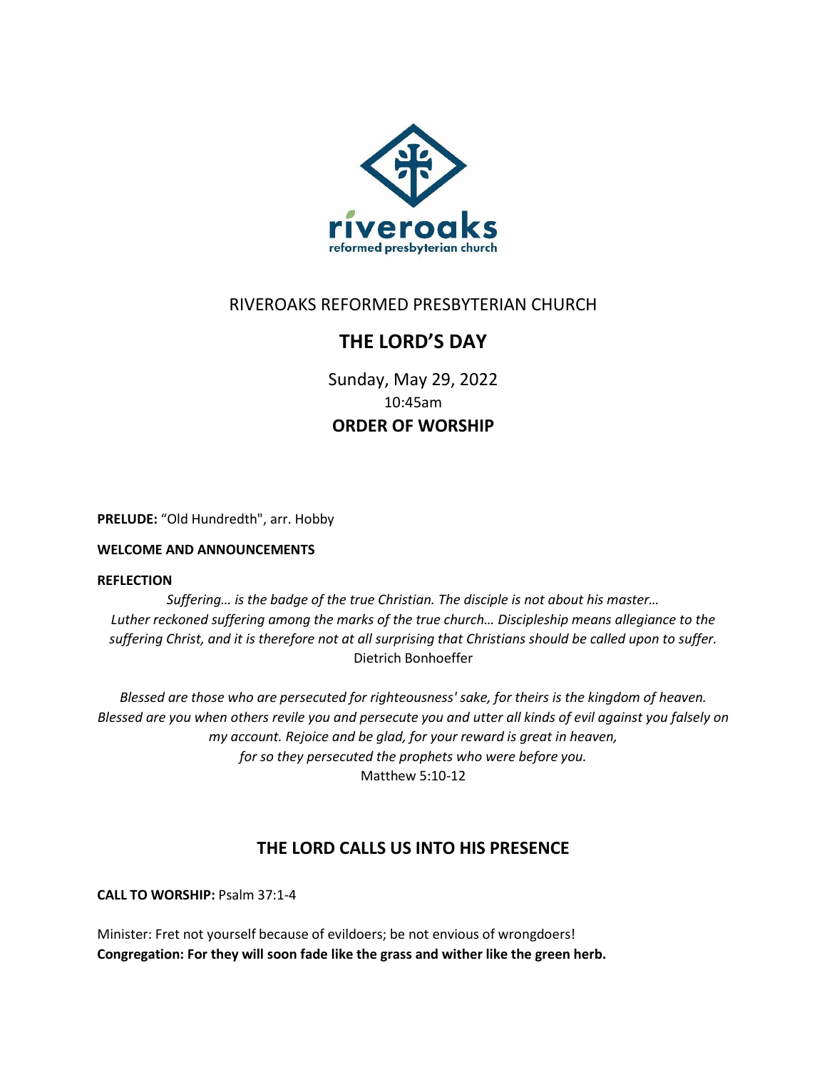RIVEROAKS REFORMED PRESBYTERIAN CHURCH

# THE LORD'S DAY

Sunday, May 29, 2022

10:45am

**ORDER OF WORSHIP**

**PRELUDE:** "Old Hundredth", arr. Hobby

**WELCOME AND ANNOUNCEMENTS**

**REFLECTION**

*Suffering… is the badge of the true Christian. The disciple is not about his master… Luther reckoned suffering among the marks of the true church… Discipleship means allegiance to the suffering Christ, and it is therefore not at all surprising that Christians should be called upon to suffer.*
Dietrich Bonhoeffer

*Blessed are those who are persecuted for righteousness' sake, for theirs is the kingdom of heaven. Blessed are you when others revile you and persecute you and utter all kinds of evil against you falsely on my account. Rejoice and be glad, for your reward is great in heaven, for so they persecuted the prophets who were before you.*
Matthew 5:10-12

## THE LORD CALLS US INTO HIS PRESENCE

**CALL TO WORSHIP:** Psalm 37:1-4

Minister: Fret not yourself because of evildoers; be not envious of wrongdoers!
**Congregation: For they will soon fade like the grass and wither like the green herb.**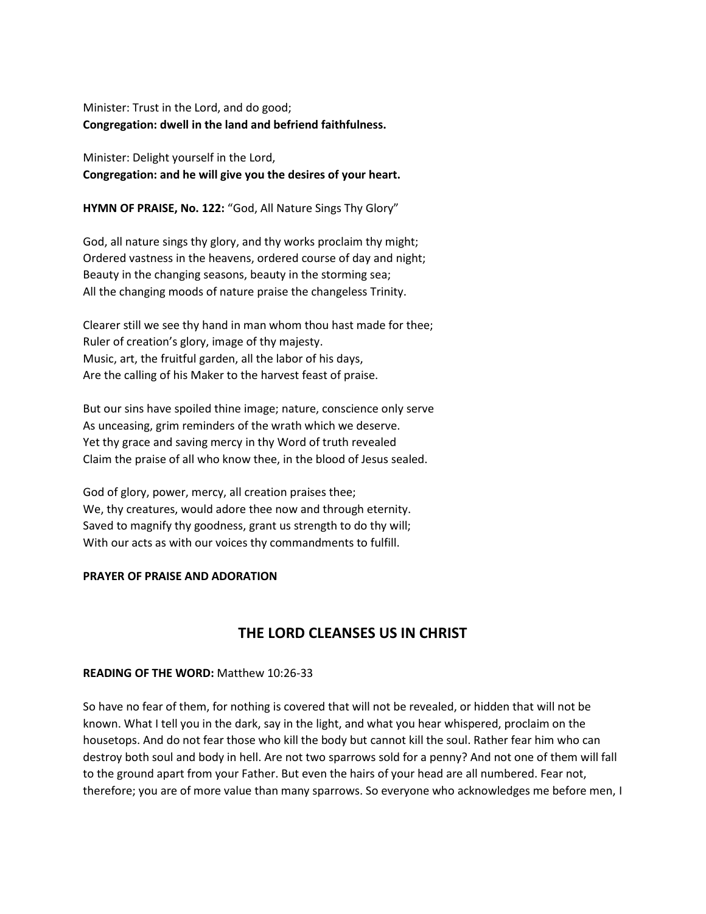Minister: Trust in the Lord, and do good;
**Congregation: dwell in the land and befriend faithfulness.**

Minister: Delight yourself in the Lord,
**Congregation: and he will give you the desires of your heart.**

**HYMN OF PRAISE, No. 122:** "God, All Nature Sings Thy Glory"

God, all nature sings thy glory, and thy works proclaim thy might;
Ordered vastness in the heavens, ordered course of day and night;
Beauty in the changing seasons, beauty in the storming sea;
All the changing moods of nature praise the changeless Trinity.

Clearer still we see thy hand in man whom thou hast made for thee;
Ruler of creation's glory, image of thy majesty.
Music, art, the fruitful garden, all the labor of his days,
Are the calling of his Maker to the harvest feast of praise.

But our sins have spoiled thine image; nature, conscience only serve
As unceasing, grim reminders of the wrath which we deserve.
Yet thy grace and saving mercy in thy Word of truth revealed
Claim the praise of all who know thee, in the blood of Jesus sealed.

God of glory, power, mercy, all creation praises thee;
We, thy creatures, would adore thee now and through eternity.
Saved to magnify thy goodness, grant us strength to do thy will;
With our acts as with our voices thy commandments to fulfill.

**PRAYER OF PRAISE AND ADORATION**

## THE LORD CLEANSES US IN CHRIST

**READING OF THE WORD:** Matthew 10:26-33

So have no fear of them, for nothing is covered that will not be revealed, or hidden that will not be known. What I tell you in the dark, say in the light, and what you hear whispered, proclaim on the housetops. And do not fear those who kill the body but cannot kill the soul. Rather fear him who can destroy both soul and body in hell. Are not two sparrows sold for a penny? And not one of them will fall to the ground apart from your Father. But even the hairs of your head are all numbered. Fear not, therefore; you are of more value than many sparrows. So everyone who acknowledges me before men, I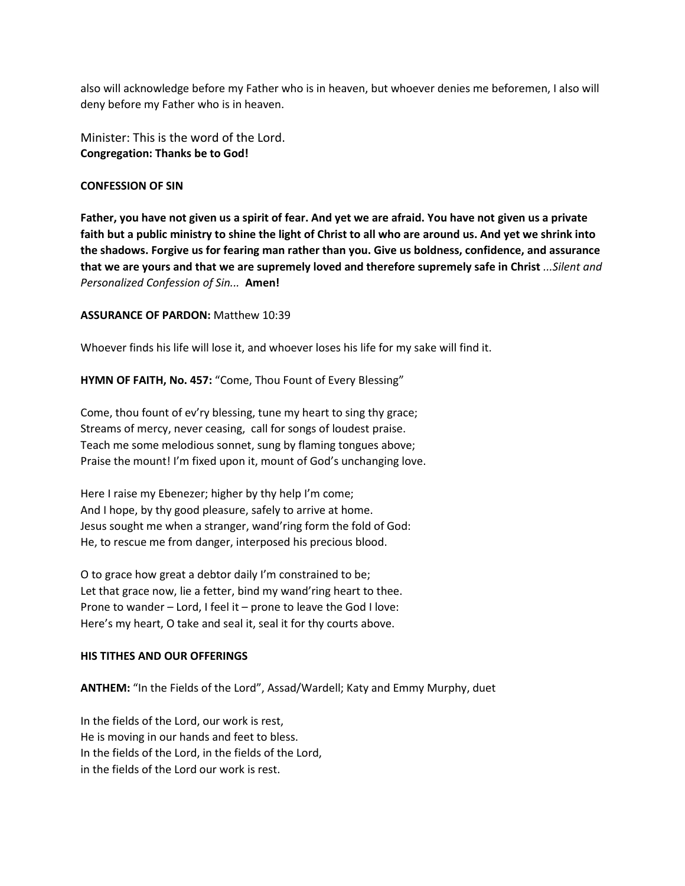also will acknowledge before my Father who is in heaven, but whoever denies me beforemen, I also will deny before my Father who is in heaven.

Minister: This is the word of the Lord.
**Congregation: Thanks be to God!**

**CONFESSION OF SIN**

**Father, you have not given us a spirit of fear. And yet we are afraid. You have not given us a private faith but a public ministry to shine the light of Christ to all who are around us. And yet we shrink into the shadows. Forgive us for fearing man rather than you. Give us boldness, confidence, and assurance that we are yours and that we are supremely loved and therefore supremely safe in Christ** *...Silent and Personalized Confession of Sin...* **Amen!**

**ASSURANCE OF PARDON:** Matthew 10:39

Whoever finds his life will lose it, and whoever loses his life for my sake will find it.

**HYMN OF FAITH, No. 457:** "Come, Thou Fount of Every Blessing"

Come, thou fount of ev'ry blessing, tune my heart to sing thy grace;
Streams of mercy, never ceasing, call for songs of loudest praise.
Teach me some melodious sonnet, sung by flaming tongues above;
Praise the mount! I'm fixed upon it, mount of God's unchanging love.

Here I raise my Ebenezer; higher by thy help I'm come;
And I hope, by thy good pleasure, safely to arrive at home.
Jesus sought me when a stranger, wand'ring form the fold of God:
He, to rescue me from danger, interposed his precious blood.

O to grace how great a debtor daily I'm constrained to be;
Let that grace now, lie a fetter, bind my wand'ring heart to thee.
Prone to wander – Lord, I feel it – prone to leave the God I love:
Here's my heart, O take and seal it, seal it for thy courts above.

**HIS TITHES AND OUR OFFERINGS**

**ANTHEM:** "In the Fields of the Lord", Assad/Wardell; Katy and Emmy Murphy, duet

In the fields of the Lord, our work is rest,
He is moving in our hands and feet to bless.
In the fields of the Lord, in the fields of the Lord,
in the fields of the Lord our work is rest.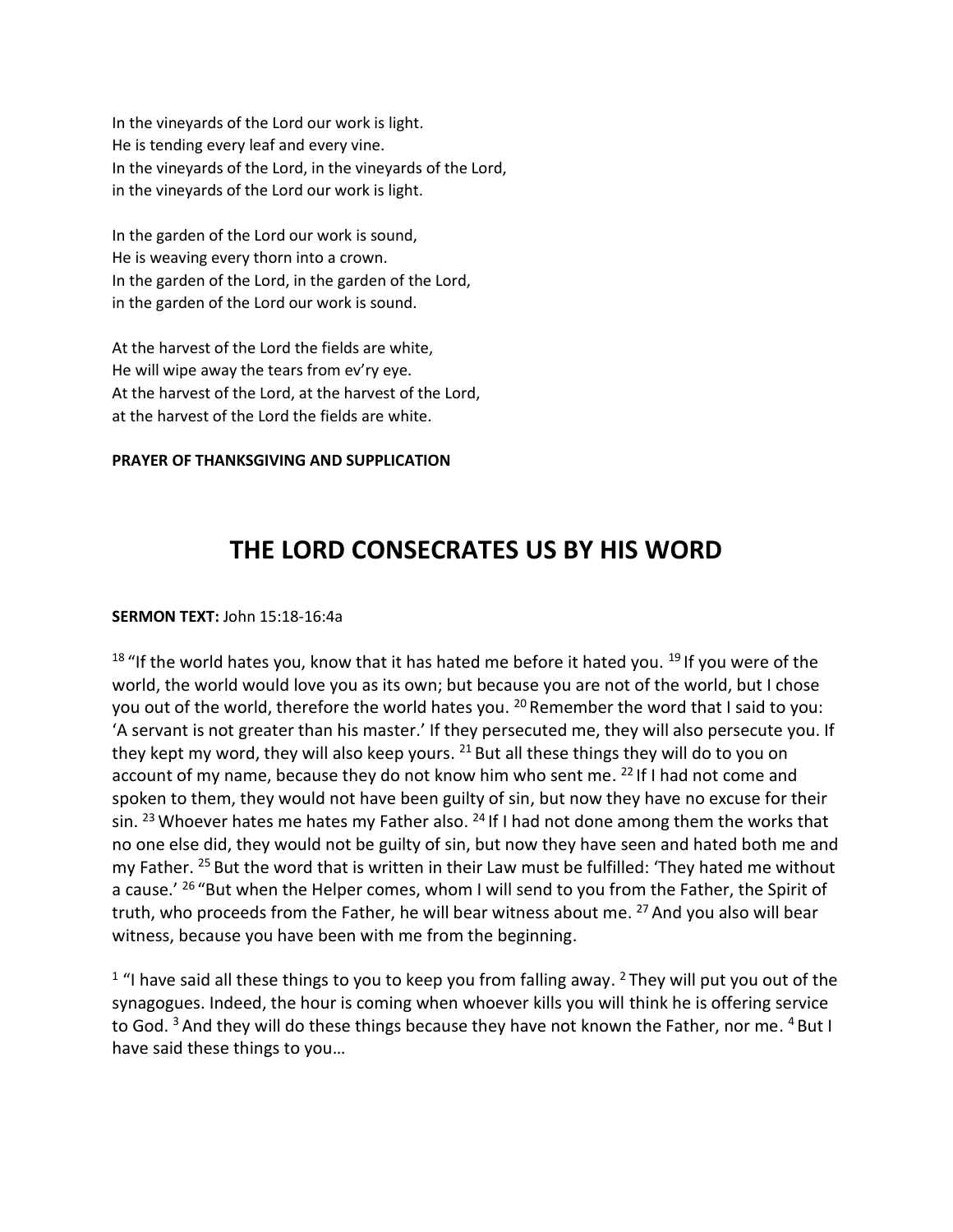In the vineyards of the Lord our work is light.
He is tending every leaf and every vine.
In the vineyards of the Lord, in the vineyards of the Lord,
in the vineyards of the Lord our work is light.

In the garden of the Lord our work is sound,
He is weaving every thorn into a crown.
In the garden of the Lord, in the garden of the Lord,
in the garden of the Lord our work is sound.

At the harvest of the Lord the fields are white,
He will wipe away the tears from ev'ry eye.
At the harvest of the Lord, at the harvest of the Lord,
at the harvest of the Lord the fields are white.

**PRAYER OF THANKSGIVING AND SUPPLICATION**

# THE LORD CONSECRATES US BY HIS WORD

**SERMON TEXT:** John 15:18-16:4a

[18] "If the world hates you, know that it has hated me before it hated you. [19] If you were of the world, the world would love you as its own; but because you are not of the world, but I chose you out of the world, therefore the world hates you. [20] Remember the word that I said to you: 'A servant is not greater than his master.' If they persecuted me, they will also persecute you. If they kept my word, they will also keep yours. [21] But all these things they will do to you on account of my name, because they do not know him who sent me. [22] If I had not come and spoken to them, they would not have been guilty of sin, but now they have no excuse for their sin. [23] Whoever hates me hates my Father also. [24] If I had not done among them the works that no one else did, they would not be guilty of sin, but now they have seen and hated both me and my Father. [25] But the word that is written in their Law must be fulfilled: 'They hated me without a cause.' [26] "But when the Helper comes, whom I will send to you from the Father, the Spirit of truth, who proceeds from the Father, he will bear witness about me. [27] And you also will bear witness, because you have been with me from the beginning.

[1] "I have said all these things to you to keep you from falling away. [2] They will put you out of the synagogues. Indeed, the hour is coming when whoever kills you will think he is offering service to God. [3] And they will do these things because they have not known the Father, nor me. [4] But I have said these things to you…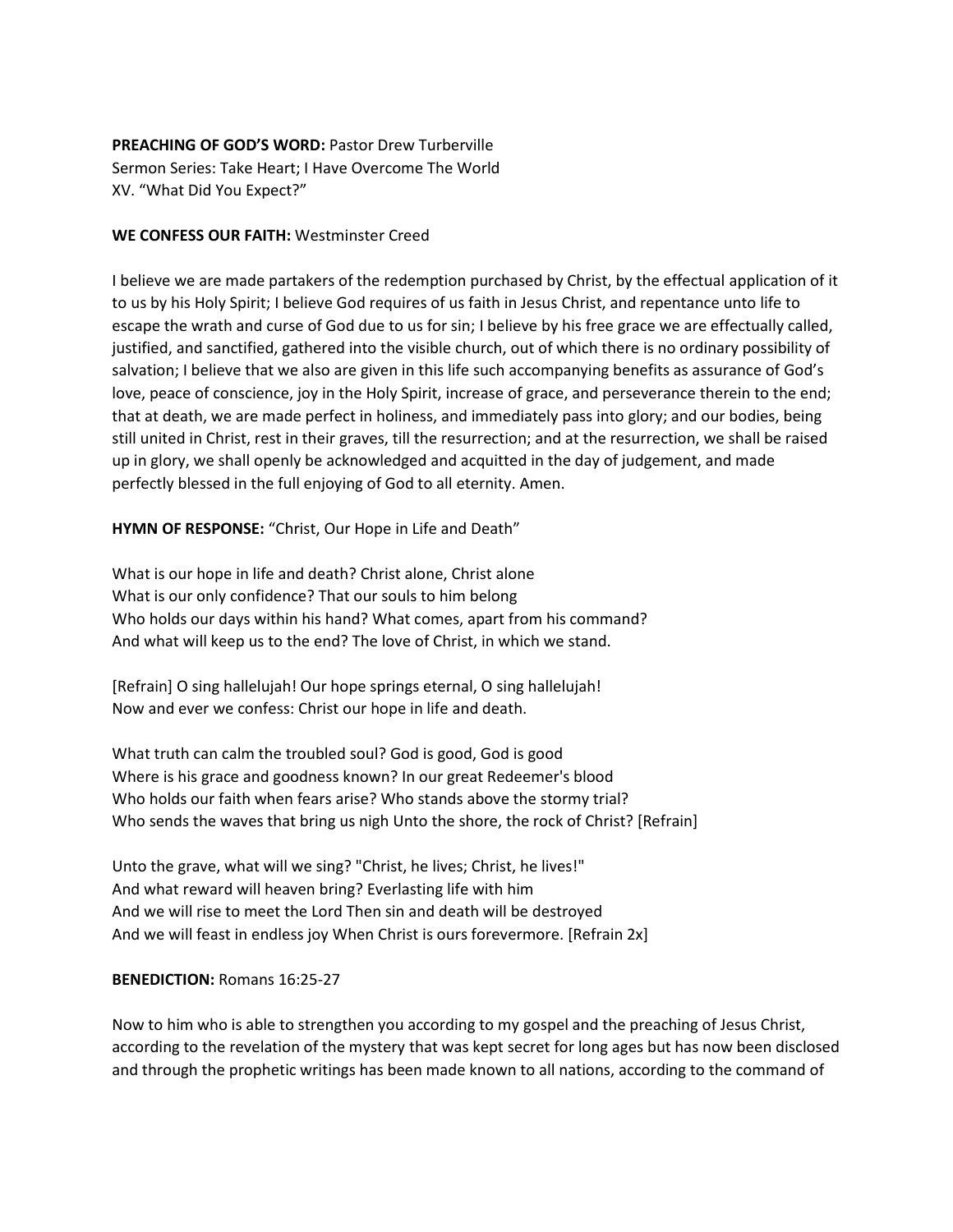**PREACHING OF GOD'S WORD:** Pastor Drew Turberville
Sermon Series: Take Heart; I Have Overcome The World
XV. "What Did You Expect?"

**WE CONFESS OUR FAITH:** Westminster Creed

I believe we are made partakers of the redemption purchased by Christ, by the effectual application of it to us by his Holy Spirit; I believe God requires of us faith in Jesus Christ, and repentance unto life to escape the wrath and curse of God due to us for sin; I believe by his free grace we are effectually called, justified, and sanctified, gathered into the visible church, out of which there is no ordinary possibility of salvation; I believe that we also are given in this life such accompanying benefits as assurance of God's love, peace of conscience, joy in the Holy Spirit, increase of grace, and perseverance therein to the end; that at death, we are made perfect in holiness, and immediately pass into glory; and our bodies, being still united in Christ, rest in their graves, till the resurrection; and at the resurrection, we shall be raised up in glory, we shall openly be acknowledged and acquitted in the day of judgement, and made perfectly blessed in the full enjoying of God to all eternity. Amen.

**HYMN OF RESPONSE:** "Christ, Our Hope in Life and Death"

What is our hope in life and death? Christ alone, Christ alone
What is our only confidence? That our souls to him belong
Who holds our days within his hand? What comes, apart from his command?
And what will keep us to the end? The love of Christ, in which we stand.

[Refrain] O sing hallelujah! Our hope springs eternal, O sing hallelujah!
Now and ever we confess: Christ our hope in life and death.

What truth can calm the troubled soul? God is good, God is good
Where is his grace and goodness known? In our great Redeemer's blood
Who holds our faith when fears arise? Who stands above the stormy trial?
Who sends the waves that bring us nigh Unto the shore, the rock of Christ? [Refrain]

Unto the grave, what will we sing? "Christ, he lives; Christ, he lives!"
And what reward will heaven bring? Everlasting life with him
And we will rise to meet the Lord Then sin and death will be destroyed
And we will feast in endless joy When Christ is ours forevermore. [Refrain 2x]

**BENEDICTION:** Romans 16:25-27

Now to him who is able to strengthen you according to my gospel and the preaching of Jesus Christ, according to the revelation of the mystery that was kept secret for long ages but has now been disclosed and through the prophetic writings has been made known to all nations, according to the command of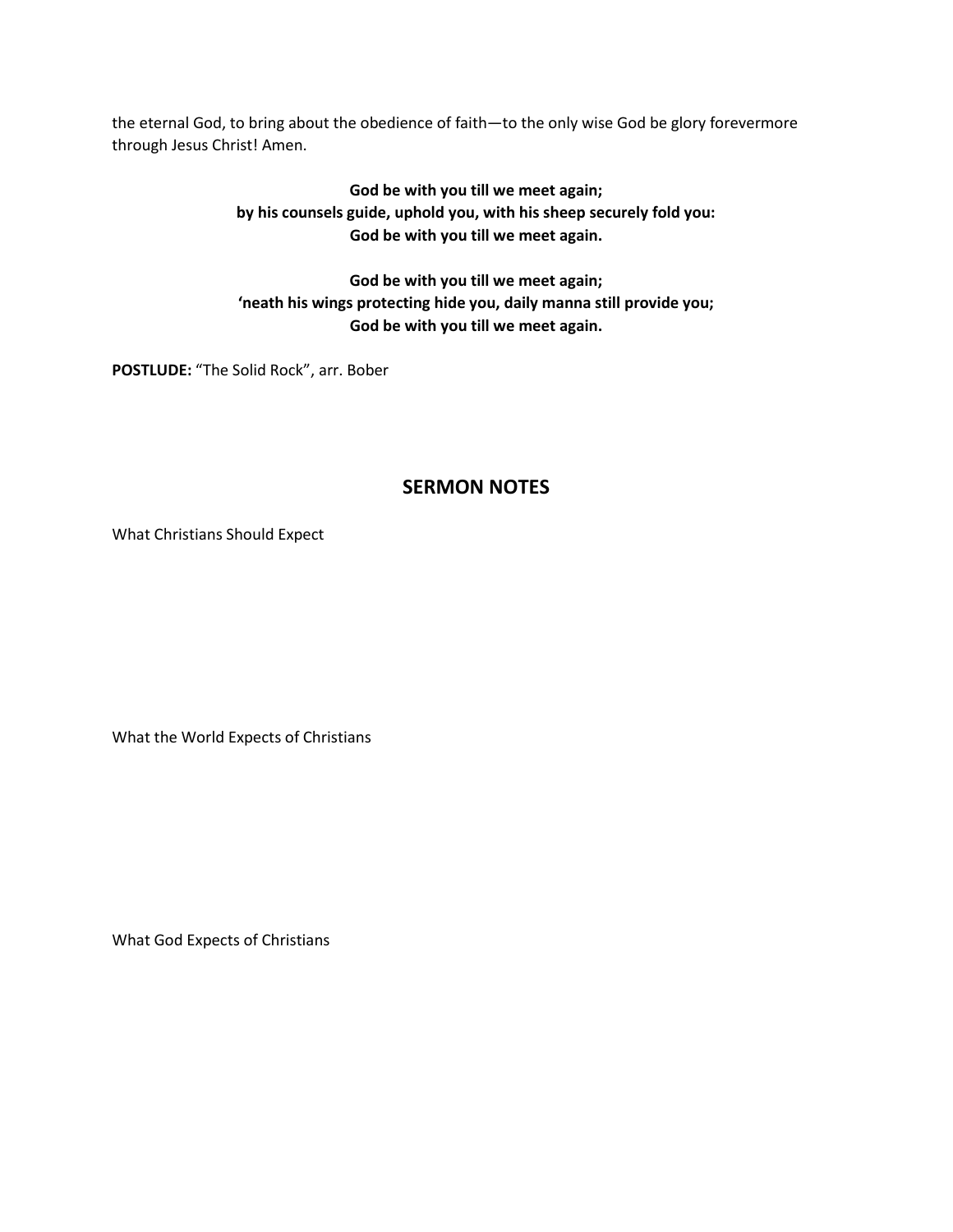the eternal God, to bring about the obedience of faith—to the only wise God be glory forevermore through Jesus Christ! Amen.

**God be with you till we meet again;**
**by his counsels guide, uphold you, with his sheep securely fold you:**
**God be with you till we meet again.**

**God be with you till we meet again;**
**'neath his wings protecting hide you, daily manna still provide you;**
**God be with you till we meet again.**

**POSTLUDE:** "The Solid Rock", arr. Bober

## SERMON NOTES

What Christians Should Expect

What the World Expects of Christians

What God Expects of Christians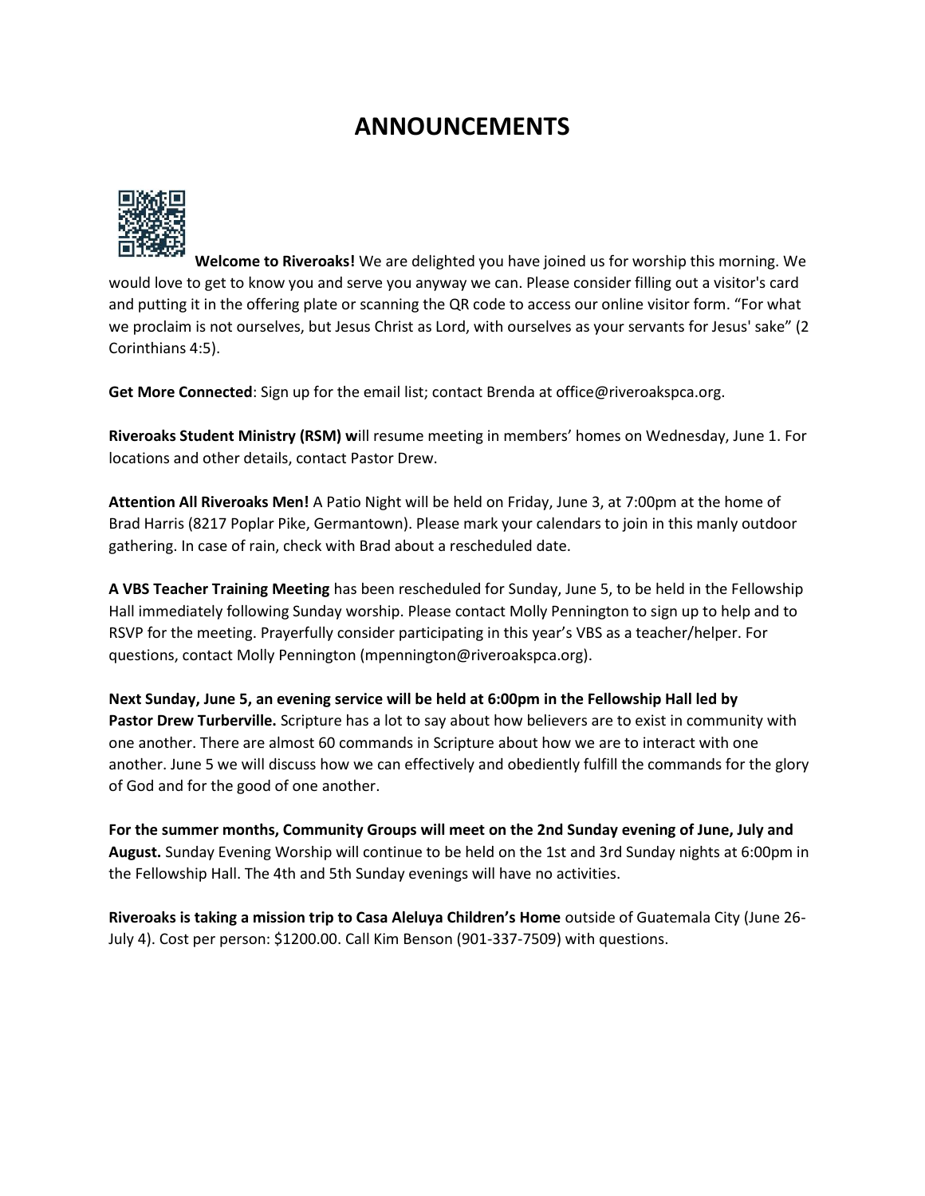# ANNOUNCEMENTS

**Welcome to Riveroaks!** We are delighted you have joined us for worship this morning. We would love to get to know you and serve you anyway we can. Please consider filling out a visitor's card and putting it in the offering plate or scanning the QR code to access our online visitor form. "For what we proclaim is not ourselves, but Jesus Christ as Lord, with ourselves as your servants for Jesus' sake" (2 Corinthians 4:5).

**Get More Connected**: Sign up for the email list; contact Brenda at office@riveroakspca.org.

**Riveroaks Student Ministry (RSM) w**ill resume meeting in members' homes on Wednesday, June 1. For locations and other details, contact Pastor Drew.

**Attention All Riveroaks Men!** A Patio Night will be held on Friday, June 3, at 7:00pm at the home of Brad Harris (8217 Poplar Pike, Germantown). Please mark your calendars to join in this manly outdoor gathering. In case of rain, check with Brad about a rescheduled date.

**A VBS Teacher Training Meeting** has been rescheduled for Sunday, June 5, to be held in the Fellowship Hall immediately following Sunday worship. Please contact Molly Pennington to sign up to help and to RSVP for the meeting. Prayerfully consider participating in this year's VBS as a teacher/helper. For questions, contact Molly Pennington (mpennington@riveroakspca.org).

**Next Sunday, June 5, an evening service will be held at 6:00pm in the Fellowship Hall led by Pastor Drew Turberville.** Scripture has a lot to say about how believers are to exist in community with one another. There are almost 60 commands in Scripture about how we are to interact with one another. June 5 we will discuss how we can effectively and obediently fulfill the commands for the glory of God and for the good of one another.

**For the summer months, Community Groups will meet on the 2nd Sunday evening of June, July and August.** Sunday Evening Worship will continue to be held on the 1st and 3rd Sunday nights at 6:00pm in the Fellowship Hall. The 4th and 5th Sunday evenings will have no activities.

**Riveroaks is taking a mission trip to Casa Aleluya Children's Home** outside of Guatemala City (June 26-July 4). Cost per person: $1200.00. Call Kim Benson (901-337-7509) with questions.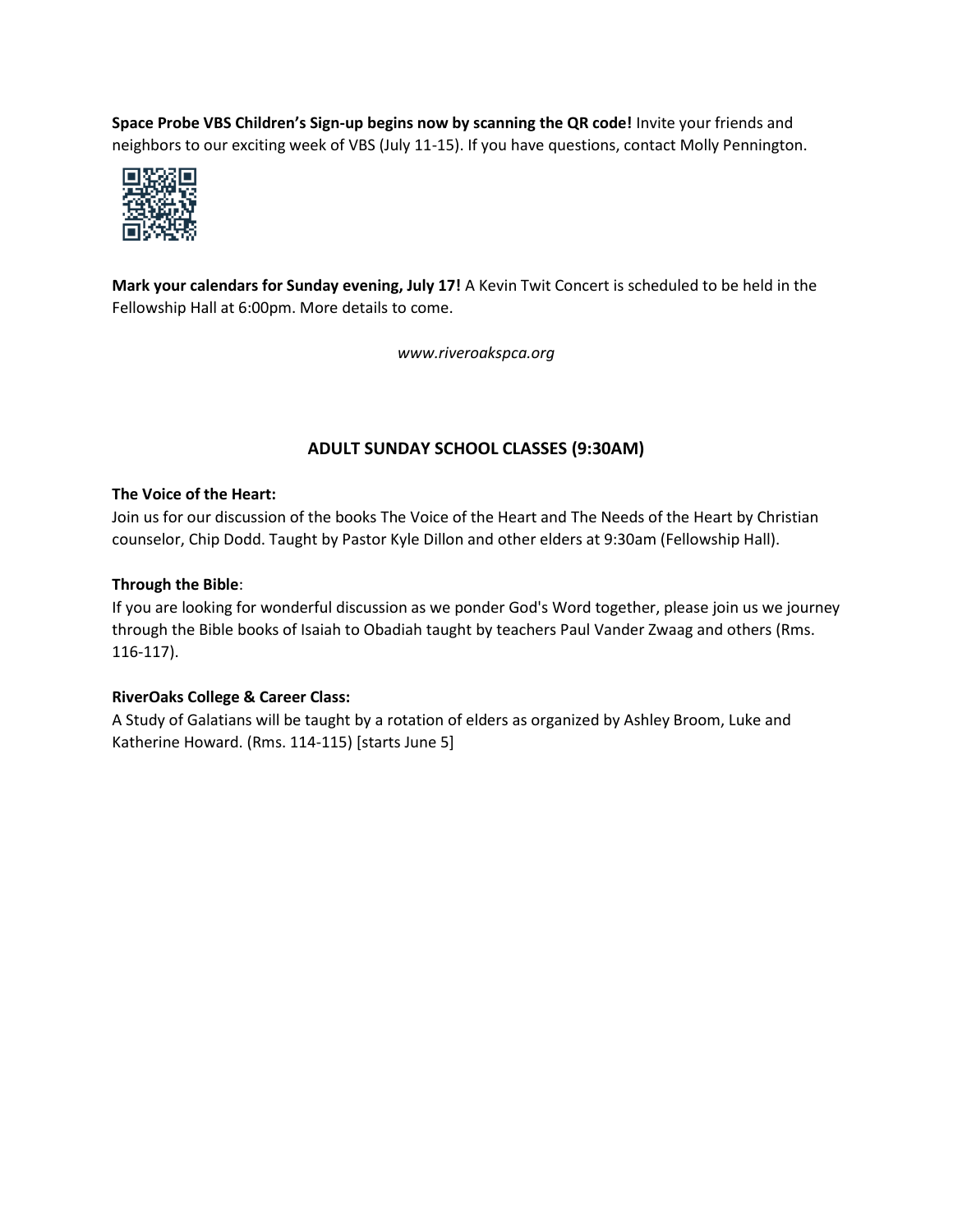**Space Probe VBS Children's Sign-up begins now by scanning the QR code!** Invite your friends and neighbors to our exciting week of VBS (July 11-15). If you have questions, contact Molly Pennington.

**Mark your calendars for Sunday evening, July 17!** A Kevin Twit Concert is scheduled to be held in the Fellowship Hall at 6:00pm. More details to come.

*www.riveroakspca.org*

## ADULT SUNDAY SCHOOL CLASSES (9:30AM)

**The Voice of the Heart:**
Join us for our discussion of the books The Voice of the Heart and The Needs of the Heart by Christian counselor, Chip Dodd. Taught by Pastor Kyle Dillon and other elders at 9:30am (Fellowship Hall).

**Through the Bible**:
If you are looking for wonderful discussion as we ponder God's Word together, please join us we journey through the Bible books of Isaiah to Obadiah taught by teachers Paul Vander Zwaag and others (Rms. 116-117).

**RiverOaks College & Career Class:**
A Study of Galatians will be taught by a rotation of elders as organized by Ashley Broom, Luke and Katherine Howard. (Rms. 114-115) [starts June 5]